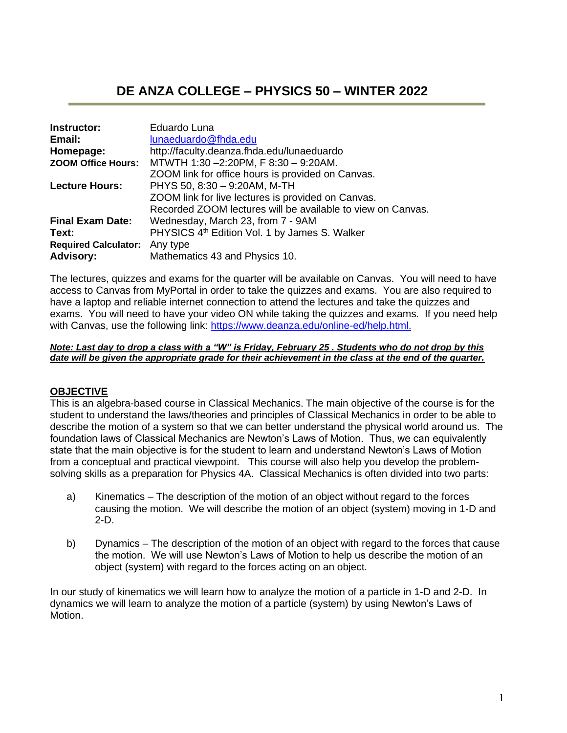# DE ANZA COLLEGE – PHYSICS 50 – WINTER 2022

| | |
|---|---|
| **Instructor:** | Eduardo Luna |
| **Email:** | lunaeduardo@fhda.edu |
| **Homepage:** | http://faculty.deanza.fhda.edu/lunaeduardo |
| **ZOOM Office Hours:** | MTWTH 1:30 –2:20PM, F 8:30 – 9:20AM.<br>ZOOM link for office hours is provided on Canvas. |
| **Lecture Hours:** | PHYS 50, 8:30 – 9:20AM, M-TH<br>ZOOM link for live lectures is provided on Canvas.<br>Recorded ZOOM lectures will be available to view on Canvas. |
| **Final Exam Date:** | Wednesday, March 23, from 7 - 9AM |
| **Text:** | PHYSICS 4th Edition Vol. 1 by James S. Walker |
| **Required Calculator:** | Any type |
| **Advisory:** | Mathematics 43 and Physics 10. |

The lectures, quizzes and exams for the quarter will be available on Canvas. You will need to have access to Canvas from MyPortal in order to take the quizzes and exams. You are also required to have a laptop and reliable internet connection to attend the lectures and take the quizzes and exams. You will need to have your video ON while taking the quizzes and exams. If you need help with Canvas, use the following link: https://www.deanza.edu/online-ed/help.html.

***Note: Last day to drop a class with a "W" is Friday, February 25 . Students who do not drop by this date will be given the appropriate grade for their achievement in the class at the end of the quarter.***

## OBJECTIVE

This is an algebra-based course in Classical Mechanics. The main objective of the course is for the student to understand the laws/theories and principles of Classical Mechanics in order to be able to describe the motion of a system so that we can better understand the physical world around us. The foundation laws of Classical Mechanics are Newton's Laws of Motion. Thus, we can equivalently state that the main objective is for the student to learn and understand Newton's Laws of Motion from a conceptual and practical viewpoint. This course will also help you develop the problem-solving skills as a preparation for Physics 4A. Classical Mechanics is often divided into two parts:

a) Kinematics – The description of the motion of an object without regard to the forces causing the motion. We will describe the motion of an object (system) moving in 1-D and 2-D.

b) Dynamics – The description of the motion of an object with regard to the forces that cause the motion. We will use Newton's Laws of Motion to help us describe the motion of an object (system) with regard to the forces acting on an object.

In our study of kinematics we will learn how to analyze the motion of a particle in 1-D and 2-D. In dynamics we will learn to analyze the motion of a particle (system) by using Newton's Laws of Motion.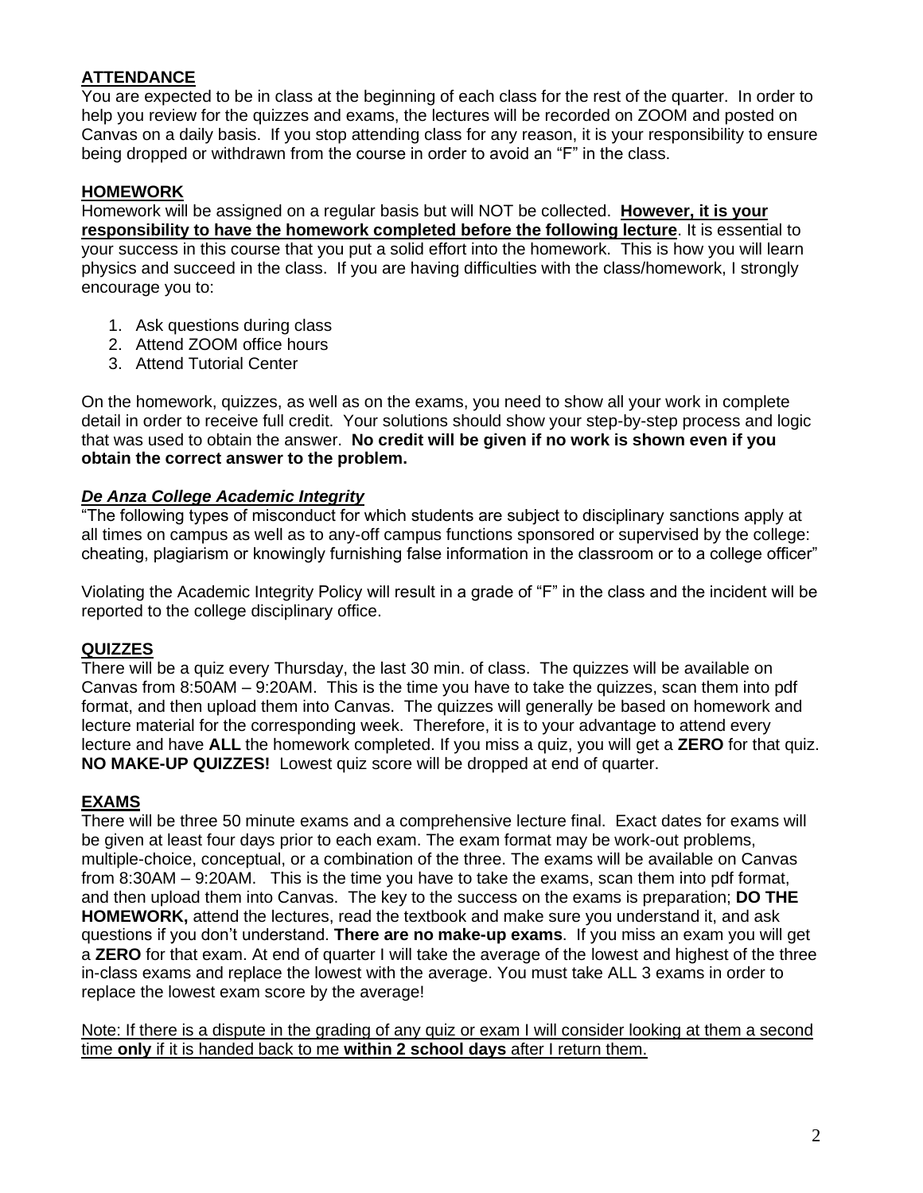## ATTENDANCE

You are expected to be in class at the beginning of each class for the rest of the quarter. In order to help you review for the quizzes and exams, the lectures will be recorded on ZOOM and posted on Canvas on a daily basis. If you stop attending class for any reason, it is your responsibility to ensure being dropped or withdrawn from the course in order to avoid an "F" in the class.

## HOMEWORK

Homework will be assigned on a regular basis but will NOT be collected. **However, it is your responsibility to have the homework completed before the following lecture**. It is essential to your success in this course that you put a solid effort into the homework. This is how you will learn physics and succeed in the class. If you are having difficulties with the class/homework, I strongly encourage you to:

1. Ask questions during class
2. Attend ZOOM office hours
3. Attend Tutorial Center

On the homework, quizzes, as well as on the exams, you need to show all your work in complete detail in order to receive full credit. Your solutions should show your step-by-step process and logic that was used to obtain the answer. **No credit will be given if no work is shown even if you obtain the correct answer to the problem.**

### ***De Anza College Academic Integrity***

"The following types of misconduct for which students are subject to disciplinary sanctions apply at all times on campus as well as to any-off campus functions sponsored or supervised by the college: cheating, plagiarism or knowingly furnishing false information in the classroom or to a college officer"

Violating the Academic Integrity Policy will result in a grade of "F" in the class and the incident will be reported to the college disciplinary office.

## QUIZZES

There will be a quiz every Thursday, the last 30 min. of class. The quizzes will be available on Canvas from 8:50AM – 9:20AM. This is the time you have to take the quizzes, scan them into pdf format, and then upload them into Canvas. The quizzes will generally be based on homework and lecture material for the corresponding week. Therefore, it is to your advantage to attend every lecture and have **ALL** the homework completed. If you miss a quiz, you will get a **ZERO** for that quiz. **NO MAKE-UP QUIZZES!** Lowest quiz score will be dropped at end of quarter.

## EXAMS

There will be three 50 minute exams and a comprehensive lecture final. Exact dates for exams will be given at least four days prior to each exam. The exam format may be work-out problems, multiple-choice, conceptual, or a combination of the three. The exams will be available on Canvas from 8:30AM – 9:20AM. This is the time you have to take the exams, scan them into pdf format, and then upload them into Canvas. The key to the success on the exams is preparation; **DO THE HOMEWORK,** attend the lectures, read the textbook and make sure you understand it, and ask questions if you don't understand. **There are no make-up exams**. If you miss an exam you will get a **ZERO** for that exam. At end of quarter I will take the average of the lowest and highest of the three in-class exams and replace the lowest with the average. You must take ALL 3 exams in order to replace the lowest exam score by the average!

Note: If there is a dispute in the grading of any quiz or exam I will consider looking at them a second time **only** if it is handed back to me **within 2 school days** after I return them.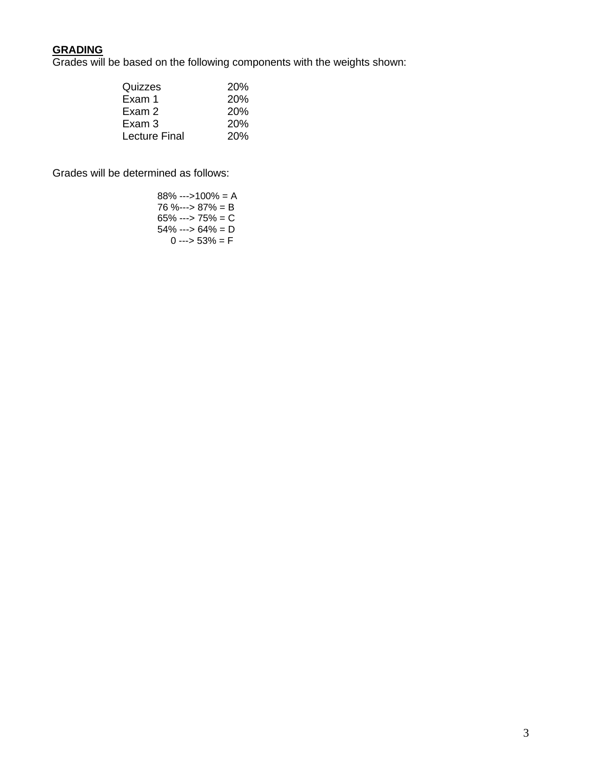**GRADING**

Grades will be based on the following components with the weights shown:

| Component | Weight |
|---|---|
| Quizzes | 20% |
| Exam 1 | 20% |
| Exam 2 | 20% |
| Exam 3 | 20% |
| Lecture Final | 20% |

Grades will be determined as follows:

88% --->100% = A
76 %---> 87% = B
65% ---> 75% = C
54% ---> 64% = D
0 ---> 53% = F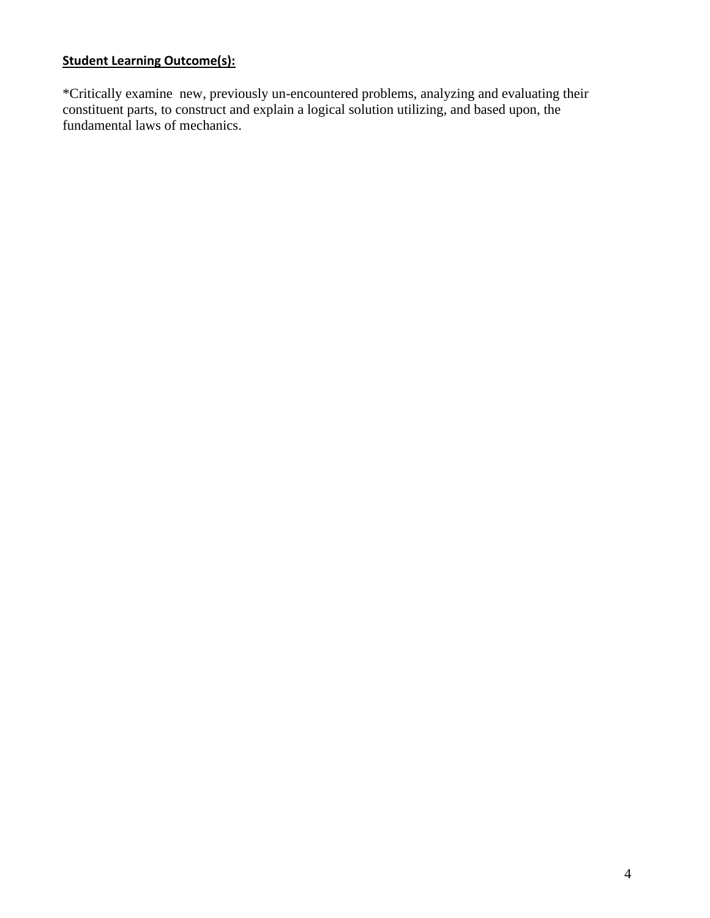**Student Learning Outcome(s):**

*Critically examine new, previously un-encountered problems, analyzing and evaluating their constituent parts, to construct and explain a logical solution utilizing, and based upon, the fundamental laws of mechanics.